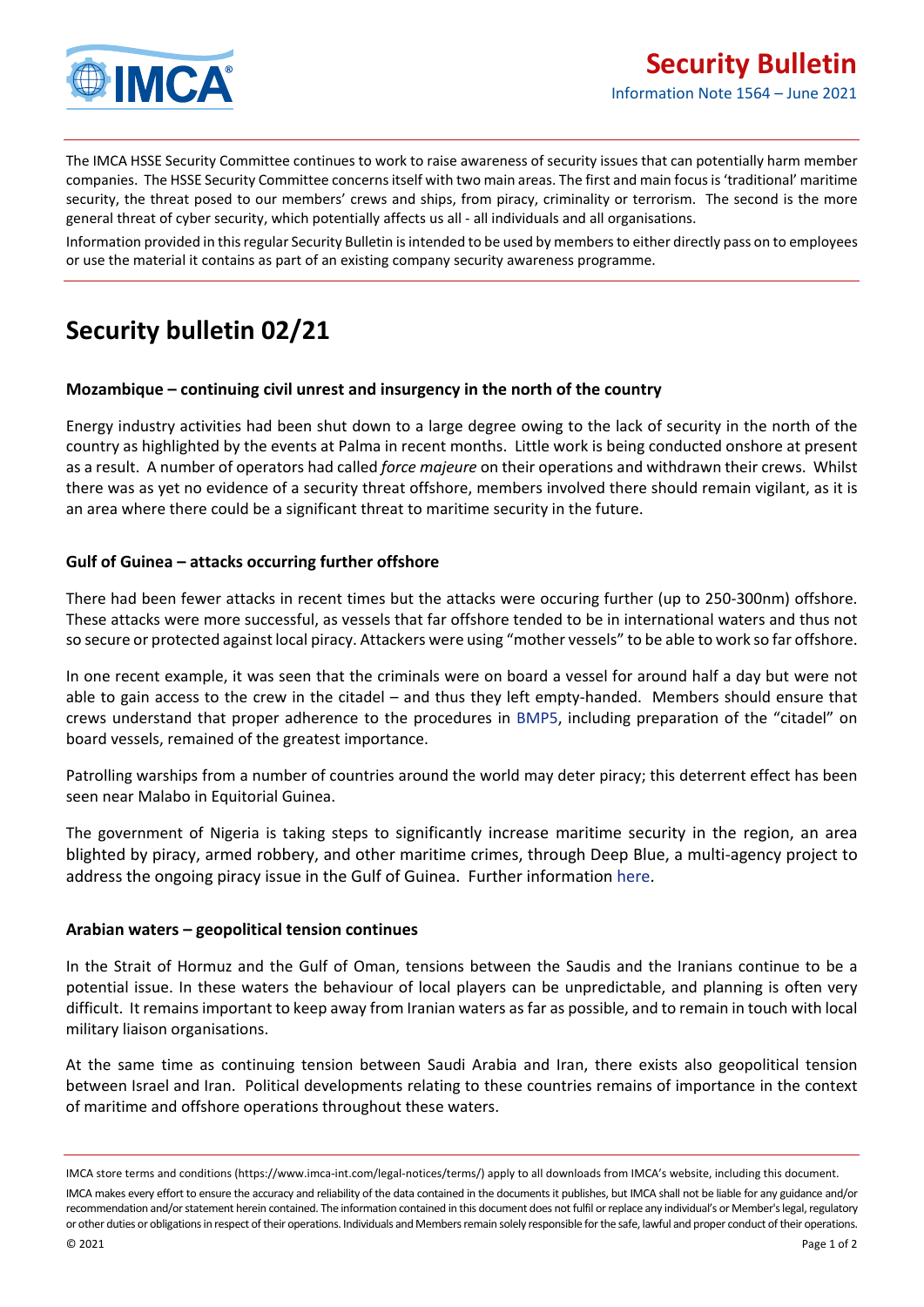# Security Bulletin

Information Note 1564 – June 2021

The IMCA HSSE Security Committee continues to work to raise awareness of security issues that can potentially harm member companies. The HSSE Security Committee concerns itself with two main areas. The first and main focus is 'traditional' maritime security, the threat posed to our members' crews and ships, from piracy, criminality or terrorism. The second is the more general threat of cyber security, which potentially affects us all - all individuals and all organisations.

Information provided in this regular Security Bulletin is intended to be used by members to either directly pass on to employees or use the material it contains as part of an existing company security awareness programme.

## Security bulletin 02/21

### Mozambique – continuing civil unrest and insurgency in the north of the country

Energy industry activities had been shut down to a large degree owing to the lack of security in the north of the country as highlighted by the events at Palma in recent months. Little work is being conducted onshore at present as a result. A number of operators had called *force majeure* on their operations and withdrawn their crews. Whilst there was as yet no evidence of a security threat offshore, members involved there should remain vigilant, as it is an area where there could be a significant threat to maritime security in the future.

### Gulf of Guinea – attacks occurring further offshore

There had been fewer attacks in recent times but the attacks were occuring further (up to 250-300nm) offshore. These attacks were more successful, as vessels that far offshore tended to be in international waters and thus not so secure or protected against local piracy. Attackers were using "mother vessels" to be able to work so far offshore.

In one recent example, it was seen that the criminals were on board a vessel for around half a day but were not able to gain access to the crew in the citadel – and thus they left empty-handed. Members should ensure that crews understand that proper adherence to the procedures in BMP5, including preparation of the "citadel" on board vessels, remained of the greatest importance.

Patrolling warships from a number of countries around the world may deter piracy; this deterrent effect has been seen near Malabo in Equitorial Guinea.

The government of Nigeria is taking steps to significantly increase maritime security in the region, an area blighted by piracy, armed robbery, and other maritime crimes, through Deep Blue, a multi-agency project to address the ongoing piracy issue in the Gulf of Guinea. Further information here.

### Arabian waters – geopolitical tension continues

In the Strait of Hormuz and the Gulf of Oman, tensions between the Saudis and the Iranians continue to be a potential issue. In these waters the behaviour of local players can be unpredictable, and planning is often very difficult. It remains important to keep away from Iranian waters as far as possible, and to remain in touch with local military liaison organisations.

At the same time as continuing tension between Saudi Arabia and Iran, there exists also geopolitical tension between Israel and Iran. Political developments relating to these countries remains of importance in the context of maritime and offshore operations throughout these waters.

IMCA store terms and conditions (https://www.imca-int.com/legal-notices/terms/) apply to all downloads from IMCA's website, including this document.

IMCA makes every effort to ensure the accuracy and reliability of the data contained in the documents it publishes, but IMCA shall not be liable for any guidance and/or recommendation and/or statement herein contained. The information contained in this document does not fulfil or replace any individual's or Member's legal, regulatory or other duties or obligations in respect of their operations. Individuals and Members remain solely responsible for the safe, lawful and proper conduct of their operations.

© 2021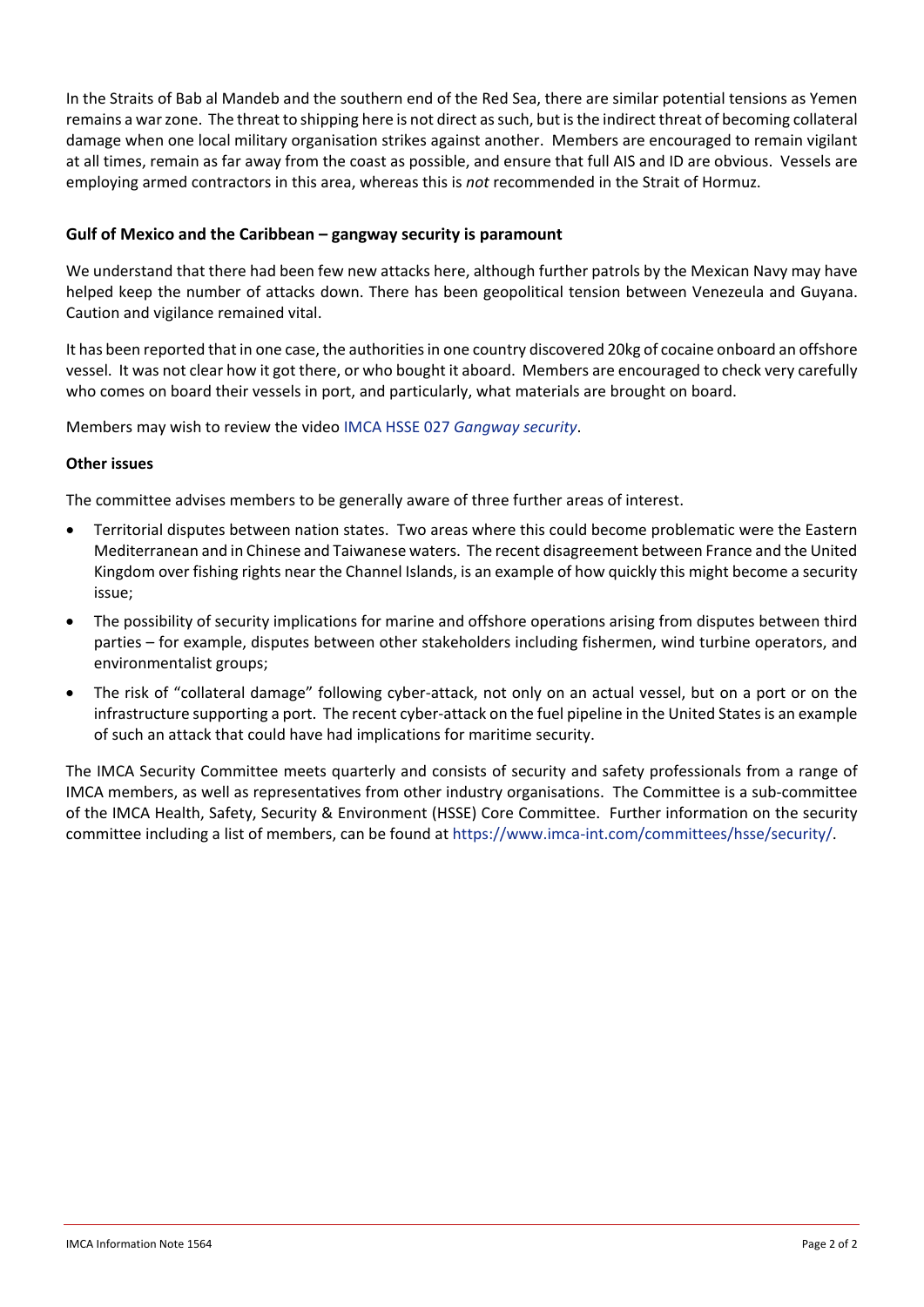In the Straits of Bab al Mandeb and the southern end of the Red Sea, there are similar potential tensions as Yemen remains a war zone. The threat to shipping here is not direct as such, but is the indirect threat of becoming collateral damage when one local military organisation strikes against another. Members are encouraged to remain vigilant at all times, remain as far away from the coast as possible, and ensure that full AIS and ID are obvious. Vessels are employing armed contractors in this area, whereas this is *not* recommended in the Strait of Hormuz.

### Gulf of Mexico and the Caribbean – gangway security is paramount

We understand that there had been few new attacks here, although further patrols by the Mexican Navy may have helped keep the number of attacks down. There has been geopolitical tension between Venezeula and Guyana. Caution and vigilance remained vital.

It has been reported that in one case, the authorities in one country discovered 20kg of cocaine onboard an offshore vessel. It was not clear how it got there, or who bought it aboard. Members are encouraged to check very carefully who comes on board their vessels in port, and particularly, what materials are brought on board.

Members may wish to review the video IMCA HSSE 027 *Gangway security*.

### Other issues

The committee advises members to be generally aware of three further areas of interest.

- Territorial disputes between nation states. Two areas where this could become problematic were the Eastern Mediterranean and in Chinese and Taiwanese waters. The recent disagreement between France and the United Kingdom over fishing rights near the Channel Islands, is an example of how quickly this might become a security issue;
- The possibility of security implications for marine and offshore operations arising from disputes between third parties – for example, disputes between other stakeholders including fishermen, wind turbine operators, and environmentalist groups;
- The risk of "collateral damage" following cyber-attack, not only on an actual vessel, but on a port or on the infrastructure supporting a port. The recent cyber-attack on the fuel pipeline in the United States is an example of such an attack that could have had implications for maritime security.

The IMCA Security Committee meets quarterly and consists of security and safety professionals from a range of IMCA members, as well as representatives from other industry organisations. The Committee is a sub-committee of the IMCA Health, Safety, Security & Environment (HSSE) Core Committee. Further information on the security committee including a list of members, can be found at https://www.imca-int.com/committees/hsse/security/.